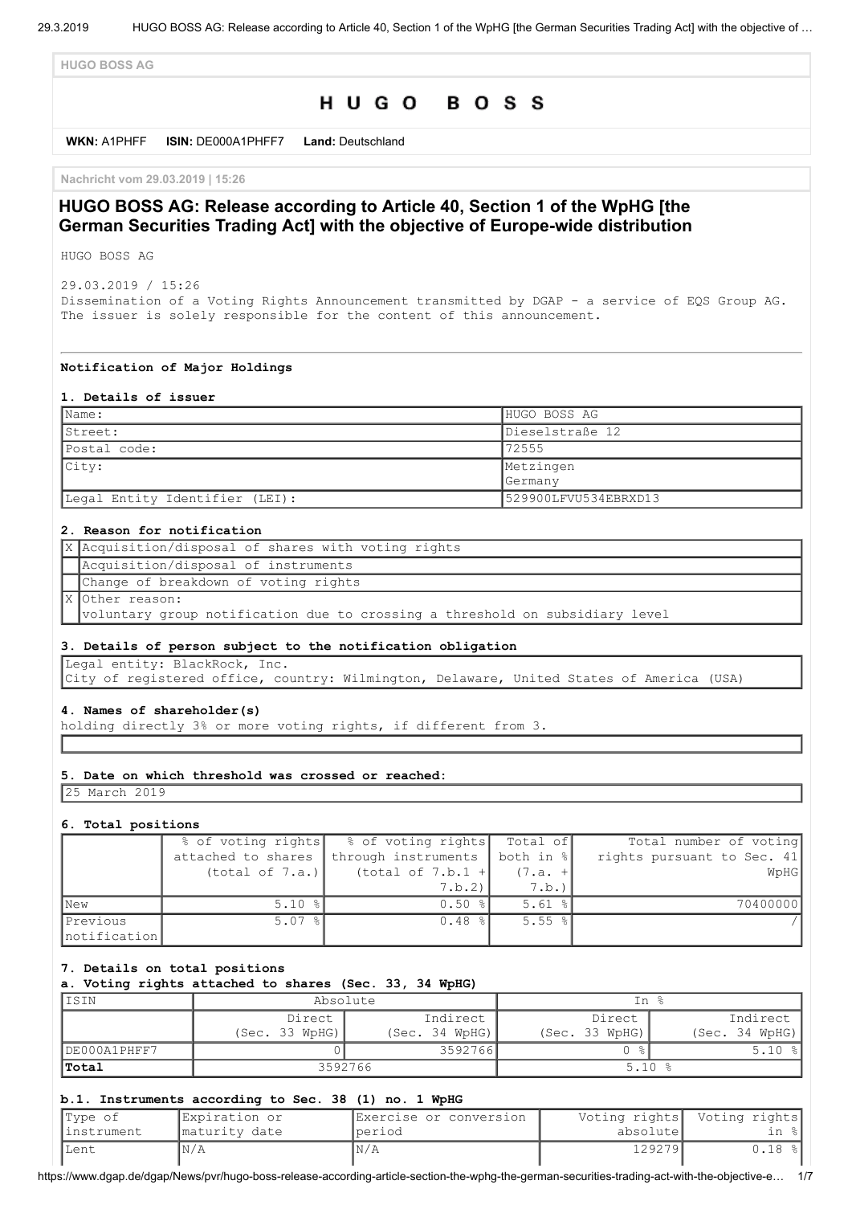HUGO BOSS AG

# HUGO BOSS

**WKN:** A1PHFF **ISIN:** DE000A1PHFF7 **Land:** Deutschland

Nachricht vom 29.03.2019 | 15:26

## HUGO BOSS AG: Release according to Article 40, Section 1 of the WpHG [the German Securities Trading Act] with the objective of Europe-wide distribution

HUGO BOSS AG

29.03.2019 / 15:26
Dissemination of a Voting Rights Announcement transmitted by DGAP - a service of EQS Group AG.
The issuer is solely responsible for the content of this announcement.

---

**Notification of Major Holdings**

**1. Details of issuer**

| | |
|---|---|
| Name: | HUGO BOSS AG |
| Street: | Dieselstraße 12 |
| Postal code: | 72555 |
| City: | Metzingen Germany |
| Legal Entity Identifier (LEI): | 529900LFVU534EBRXD13 |

**2. Reason for notification**

| | |
|---|---|
| X | Acquisition/disposal of shares with voting rights |
| | Acquisition/disposal of instruments |
| | Change of breakdown of voting rights |
| X | Other reason: voluntary group notification due to crossing a threshold on subsidiary level |

**3. Details of person subject to the notification obligation**

Legal entity: BlackRock, Inc.
City of registered office, country: Wilmington, Delaware, United States of America (USA)

**4. Names of shareholder(s)**

holding directly 3% or more voting rights, if different from 3.

**5. Date on which threshold was crossed or reached:**

25 March 2019

**6. Total positions**

| | % of voting rights attached to shares (total of 7.a.) | % of voting rights through instruments (total of 7.b.1 + 7.b.2) | Total of both in % (7.a. + 7.b.) | Total number of voting rights pursuant to Sec. 41 WpHG |
|---|---|---|---|---|
| New | 5.10 % | 0.50 % | 5.61 % | 70400000 |
| Previous notification | 5.07 % | 0.48 % | 5.55 % | / |

**7. Details on total positions**

**a. Voting rights attached to shares (Sec. 33, 34 WpHG)**

| ISIN | Absolute | | In % | |
|---|---|---|---|---|
| | Direct (Sec. 33 WpHG) | Indirect (Sec. 34 WpHG) | Direct (Sec. 33 WpHG) | Indirect (Sec. 34 WpHG) |
| DE000A1PHFF7 | 0 | 3592766 | 0 % | 5.10 % |
| **Total** | 3592766 | | 5.10 % | |

**b.1. Instruments according to Sec. 38 (1) no. 1 WpHG**

| Type of instrument | Expiration or maturity date | Exercise or conversion period | Voting rights absolute | Voting rights in % |
|---|---|---|---|---|
| Lent | N/A | N/A | 129279 | 0.18 % |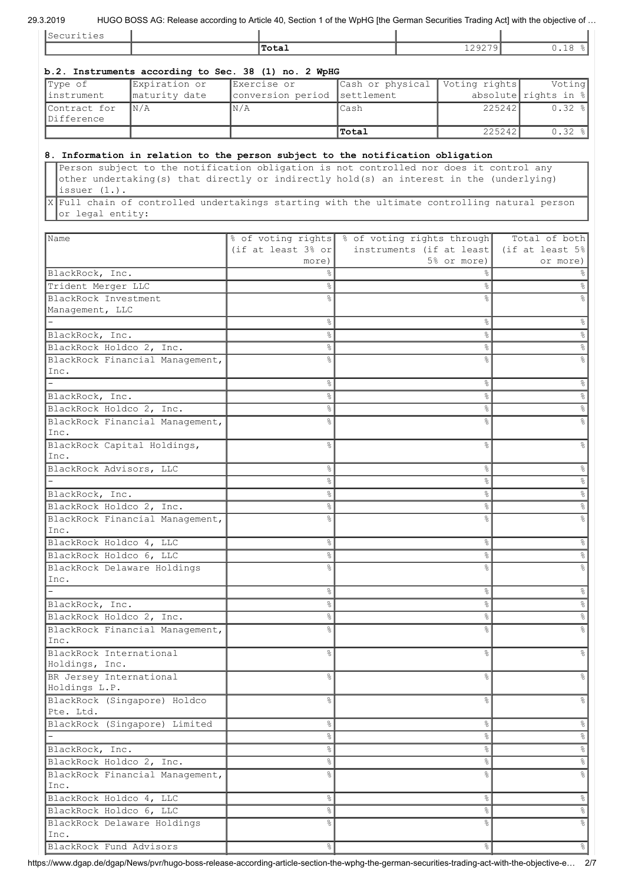| Securities | | | | |
|---|---|---|---|---|
| | | **Total** | 129279 | 0.18 % |

**b.2. Instruments according to Sec. 38 (1) no. 2 WpHG**

| Type of instrument | Expiration or maturity date | Exercise or conversion period | Cash or physical settlement | Voting rights absolute | Voting rights in % |
|---|---|---|---|---|---|
| Contract for Difference | N/A | N/A | Cash | 225242 | 0.32 % |
| | | | **Total** | 225242 | 0.32 % |

**8. Information in relation to the person subject to the notification obligation**

| | |
|---|---|
| | Person subject to the notification obligation is not controlled nor does it control any other undertaking(s) that directly or indirectly hold(s) an interest in the (underlying) issuer (1.). |
| X | Full chain of controlled undertakings starting with the ultimate controlling natural person or legal entity: |

| Name | % of voting rights (if at least 3% or more) | % of voting rights through instruments (if at least 5% or more) | Total of both (if at least 5% or more) |
|---|---|---|---|
| BlackRock, Inc. | % | % | % |
| Trident Merger LLC | % | % | % |
| BlackRock Investment Management, LLC | % | % | % |
| - | % | % | % |
| BlackRock, Inc. | % | % | % |
| BlackRock Holdco 2, Inc. | % | % | % |
| BlackRock Financial Management, Inc. | % | % | % |
| - | % | % | % |
| BlackRock, Inc. | % | % | % |
| BlackRock Holdco 2, Inc. | % | % | % |
| BlackRock Financial Management, Inc. | % | % | % |
| BlackRock Capital Holdings, Inc. | % | % | % |
| BlackRock Advisors, LLC | % | % | % |
| - | % | % | % |
| BlackRock, Inc. | % | % | % |
| BlackRock Holdco 2, Inc. | % | % | % |
| BlackRock Financial Management, Inc. | % | % | % |
| BlackRock Holdco 4, LLC | % | % | % |
| BlackRock Holdco 6, LLC | % | % | % |
| BlackRock Delaware Holdings Inc. | % | % | % |
| - | % | % | % |
| BlackRock, Inc. | % | % | % |
| BlackRock Holdco 2, Inc. | % | % | % |
| BlackRock Financial Management, Inc. | % | % | % |
| BlackRock International Holdings, Inc. | % | % | % |
| BR Jersey International Holdings L.P. | % | % | % |
| BlackRock (Singapore) Holdco Pte. Ltd. | % | % | % |
| BlackRock (Singapore) Limited | % | % | % |
| - | % | % | % |
| BlackRock, Inc. | % | % | % |
| BlackRock Holdco 2, Inc. | % | % | % |
| BlackRock Financial Management, Inc. | % | % | % |
| BlackRock Holdco 4, LLC | % | % | % |
| BlackRock Holdco 6, LLC | % | % | % |
| BlackRock Delaware Holdings Inc. | % | % | % |
| BlackRock Fund Advisors | % | % | % |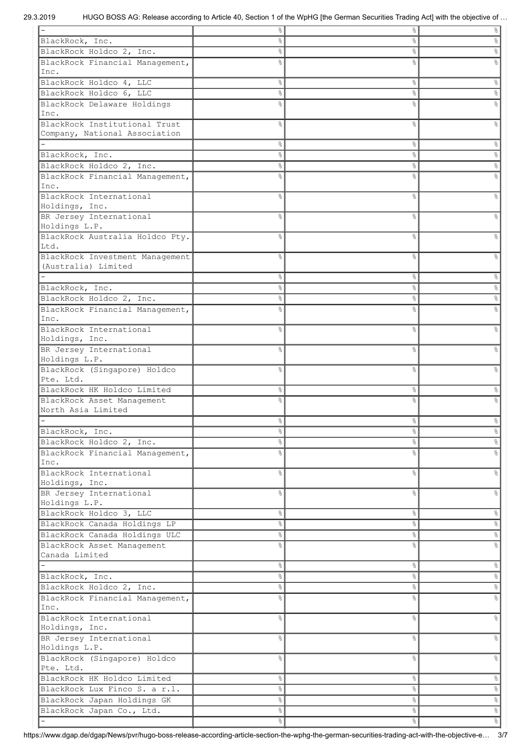| | | | |
|---|---|---|---|
| - | % | % | % |
| BlackRock, Inc. | % | % | % |
| BlackRock Holdco 2, Inc. | % | % | % |
| BlackRock Financial Management, Inc. | % | % | % |
| BlackRock Holdco 4, LLC | % | % | % |
| BlackRock Holdco 6, LLC | % | % | % |
| BlackRock Delaware Holdings Inc. | % | % | % |
| BlackRock Institutional Trust Company, National Association | % | % | % |
| - | % | % | % |
| BlackRock, Inc. | % | % | % |
| BlackRock Holdco 2, Inc. | % | % | % |
| BlackRock Financial Management, Inc. | % | % | % |
| BlackRock International Holdings, Inc. | % | % | % |
| BR Jersey International Holdings L.P. | % | % | % |
| BlackRock Australia Holdco Pty. Ltd. | % | % | % |
| BlackRock Investment Management (Australia) Limited | % | % | % |
| - | % | % | % |
| BlackRock, Inc. | % | % | % |
| BlackRock Holdco 2, Inc. | % | % | % |
| BlackRock Financial Management, Inc. | % | % | % |
| BlackRock International Holdings, Inc. | % | % | % |
| BR Jersey International Holdings L.P. | % | % | % |
| BlackRock (Singapore) Holdco Pte. Ltd. | % | % | % |
| BlackRock HK Holdco Limited | % | % | % |
| BlackRock Asset Management North Asia Limited | % | % | % |
| - | % | % | % |
| BlackRock, Inc. | % | % | % |
| BlackRock Holdco 2, Inc. | % | % | % |
| BlackRock Financial Management, Inc. | % | % | % |
| BlackRock International Holdings, Inc. | % | % | % |
| BR Jersey International Holdings L.P. | % | % | % |
| BlackRock Holdco 3, LLC | % | % | % |
| BlackRock Canada Holdings LP | % | % | % |
| BlackRock Canada Holdings ULC | % | % | % |
| BlackRock Asset Management Canada Limited | % | % | % |
| - | % | % | % |
| BlackRock, Inc. | % | % | % |
| BlackRock Holdco 2, Inc. | % | % | % |
| BlackRock Financial Management, Inc. | % | % | % |
| BlackRock International Holdings, Inc. | % | % | % |
| BR Jersey International Holdings L.P. | % | % | % |
| BlackRock (Singapore) Holdco Pte. Ltd. | % | % | % |
| BlackRock HK Holdco Limited | % | % | % |
| BlackRock Lux Finco S. a r.l. | % | % | % |
| BlackRock Japan Holdings GK | % | % | % |
| BlackRock Japan Co., Ltd. | % | % | % |
| - | % | % | % |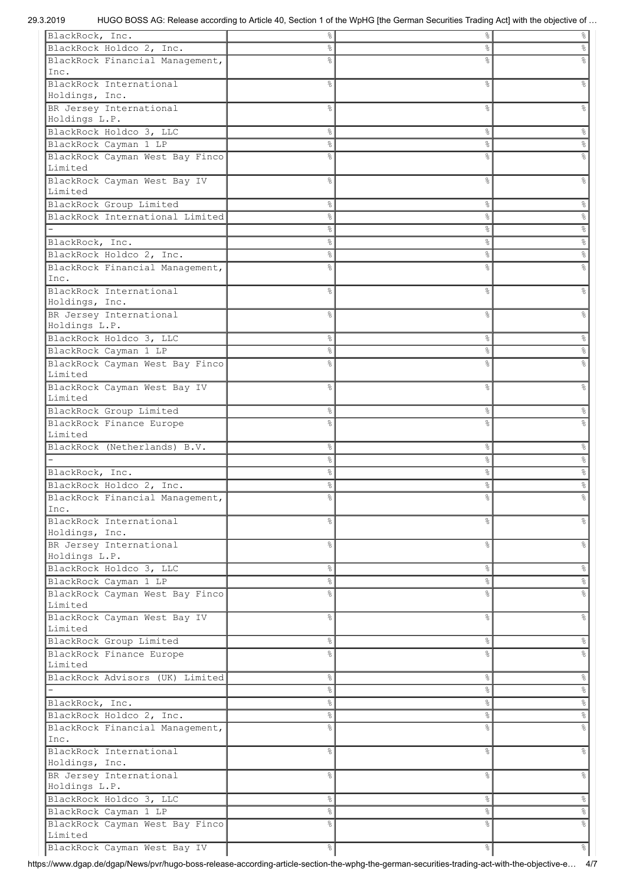| | | | |
|---|---|---|---|
| BlackRock, Inc. | % | % | % |
| BlackRock Holdco 2, Inc. | % | % | % |
| BlackRock Financial Management, Inc. | % | % | % |
| BlackRock International Holdings, Inc. | % | % | % |
| BR Jersey International Holdings L.P. | % | % | % |
| BlackRock Holdco 3, LLC | % | % | % |
| BlackRock Cayman 1 LP | % | % | % |
| BlackRock Cayman West Bay Finco Limited | % | % | % |
| BlackRock Cayman West Bay IV Limited | % | % | % |
| BlackRock Group Limited | % | % | % |
| BlackRock International Limited | % | % | % |
| - | % | % | % |
| BlackRock, Inc. | % | % | % |
| BlackRock Holdco 2, Inc. | % | % | % |
| BlackRock Financial Management, Inc. | % | % | % |
| BlackRock International Holdings, Inc. | % | % | % |
| BR Jersey International Holdings L.P. | % | % | % |
| BlackRock Holdco 3, LLC | % | % | % |
| BlackRock Cayman 1 LP | % | % | % |
| BlackRock Cayman West Bay Finco Limited | % | % | % |
| BlackRock Cayman West Bay IV Limited | % | % | % |
| BlackRock Group Limited | % | % | % |
| BlackRock Finance Europe Limited | % | % | % |
| BlackRock (Netherlands) B.V. | % | % | % |
| - | % | % | % |
| BlackRock, Inc. | % | % | % |
| BlackRock Holdco 2, Inc. | % | % | % |
| BlackRock Financial Management, Inc. | % | % | % |
| BlackRock International Holdings, Inc. | % | % | % |
| BR Jersey International Holdings L.P. | % | % | % |
| BlackRock Holdco 3, LLC | % | % | % |
| BlackRock Cayman 1 LP | % | % | % |
| BlackRock Cayman West Bay Finco Limited | % | % | % |
| BlackRock Cayman West Bay IV Limited | % | % | % |
| BlackRock Group Limited | % | % | % |
| BlackRock Finance Europe Limited | % | % | % |
| BlackRock Advisors (UK) Limited | % | % | % |
| - | % | % | % |
| BlackRock, Inc. | % | % | % |
| BlackRock Holdco 2, Inc. | % | % | % |
| BlackRock Financial Management, Inc. | % | % | % |
| BlackRock International Holdings, Inc. | % | % | % |
| BR Jersey International Holdings L.P. | % | % | % |
| BlackRock Holdco 3, LLC | % | % | % |
| BlackRock Cayman 1 LP | % | % | % |
| BlackRock Cayman West Bay Finco Limited | % | % | % |
| BlackRock Cayman West Bay IV | % | % | % |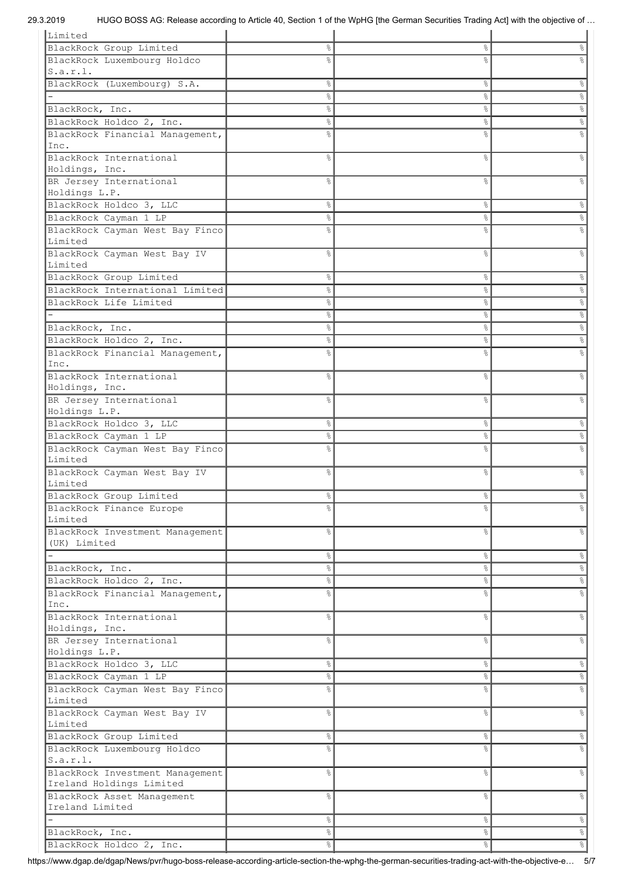| | | | |
|---|---|---|---|
| Limited | | | |
| BlackRock Group Limited | % | % | % |
| BlackRock Luxembourg Holdco S.a.r.l. | % | % | % |
| BlackRock (Luxembourg) S.A. | % | % | % |
| - | % | % | % |
| BlackRock, Inc. | % | % | % |
| BlackRock Holdco 2, Inc. | % | % | % |
| BlackRock Financial Management, Inc. | % | % | % |
| BlackRock International Holdings, Inc. | % | % | % |
| BR Jersey International Holdings L.P. | % | % | % |
| BlackRock Holdco 3, LLC | % | % | % |
| BlackRock Cayman 1 LP | % | % | % |
| BlackRock Cayman West Bay Finco Limited | % | % | % |
| BlackRock Cayman West Bay IV Limited | % | % | % |
| BlackRock Group Limited | % | % | % |
| BlackRock International Limited | % | % | % |
| BlackRock Life Limited | % | % | % |
| - | % | % | % |
| BlackRock, Inc. | % | % | % |
| BlackRock Holdco 2, Inc. | % | % | % |
| BlackRock Financial Management, Inc. | % | % | % |
| BlackRock International Holdings, Inc. | % | % | % |
| BR Jersey International Holdings L.P. | % | % | % |
| BlackRock Holdco 3, LLC | % | % | % |
| BlackRock Cayman 1 LP | % | % | % |
| BlackRock Cayman West Bay Finco Limited | % | % | % |
| BlackRock Cayman West Bay IV Limited | % | % | % |
| BlackRock Group Limited | % | % | % |
| BlackRock Finance Europe Limited | % | % | % |
| BlackRock Investment Management (UK) Limited | % | % | % |
| - | % | % | % |
| BlackRock, Inc. | % | % | % |
| BlackRock Holdco 2, Inc. | % | % | % |
| BlackRock Financial Management, Inc. | % | % | % |
| BlackRock International Holdings, Inc. | % | % | % |
| BR Jersey International Holdings L.P. | % | % | % |
| BlackRock Holdco 3, LLC | % | % | % |
| BlackRock Cayman 1 LP | % | % | % |
| BlackRock Cayman West Bay Finco Limited | % | % | % |
| BlackRock Cayman West Bay IV Limited | % | % | % |
| BlackRock Group Limited | % | % | % |
| BlackRock Luxembourg Holdco S.a.r.l. | % | % | % |
| BlackRock Investment Management Ireland Holdings Limited | % | % | % |
| BlackRock Asset Management Ireland Limited | % | % | % |
| - | % | % | % |
| BlackRock, Inc. | % | % | % |
| BlackRock Holdco 2, Inc. | % | % | % |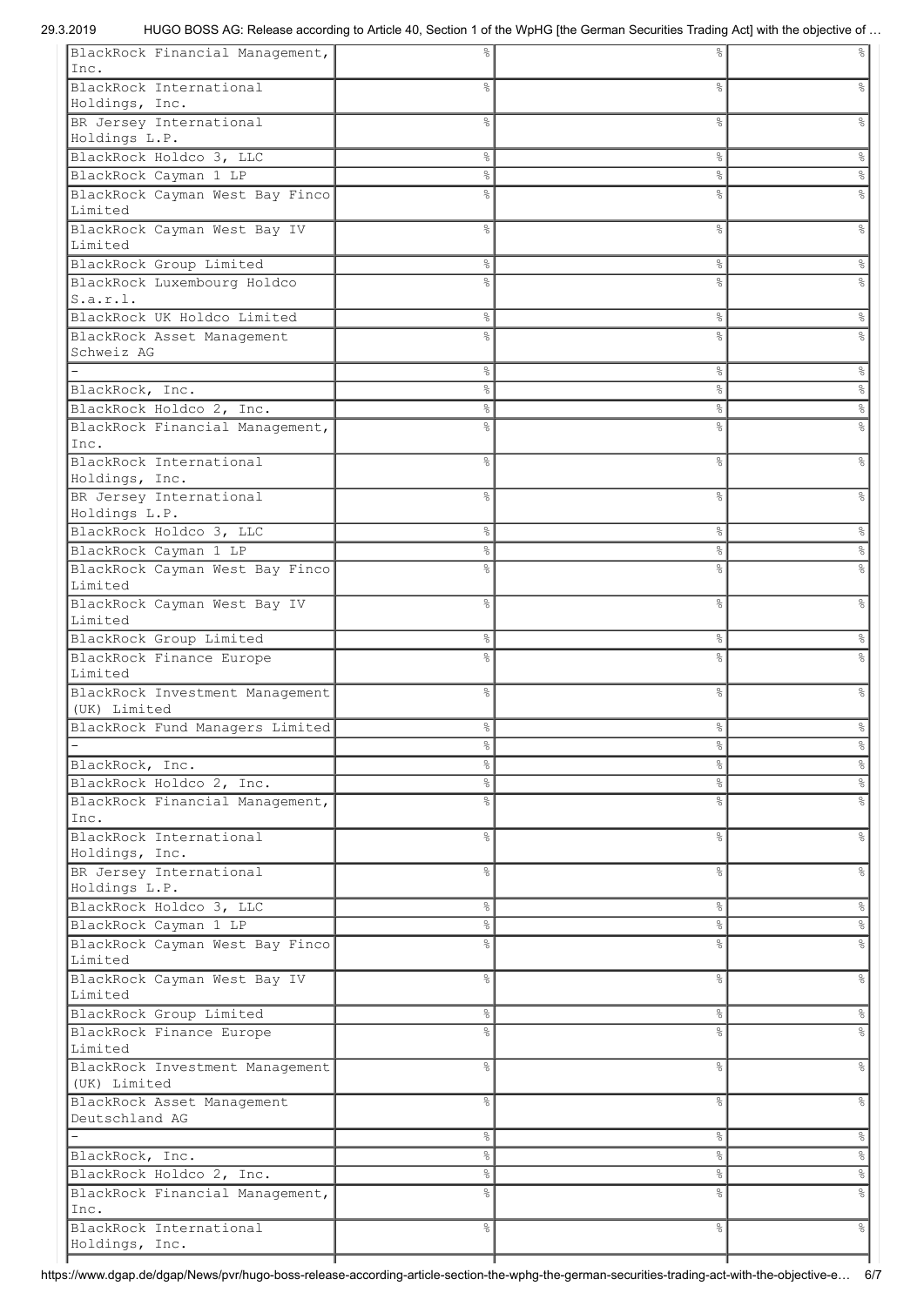| | | | |
|---|---|---|---|
| BlackRock Financial Management, Inc. | % | % | % |
| BlackRock International Holdings, Inc. | % | % | % |
| BR Jersey International Holdings L.P. | % | % | % |
| BlackRock Holdco 3, LLC | % | % | % |
| BlackRock Cayman 1 LP | % | % | % |
| BlackRock Cayman West Bay Finco Limited | % | % | % |
| BlackRock Cayman West Bay IV Limited | % | % | % |
| BlackRock Group Limited | % | % | % |
| BlackRock Luxembourg Holdco S.a.r.l. | % | % | % |
| BlackRock UK Holdco Limited | % | % | % |
| BlackRock Asset Management Schweiz AG | % | % | % |
| - | % | % | % |
| BlackRock, Inc. | % | % | % |
| BlackRock Holdco 2, Inc. | % | % | % |
| BlackRock Financial Management, Inc. | % | % | % |
| BlackRock International Holdings, Inc. | % | % | % |
| BR Jersey International Holdings L.P. | % | % | % |
| BlackRock Holdco 3, LLC | % | % | % |
| BlackRock Cayman 1 LP | % | % | % |
| BlackRock Cayman West Bay Finco Limited | % | % | % |
| BlackRock Cayman West Bay IV Limited | % | % | % |
| BlackRock Group Limited | % | % | % |
| BlackRock Finance Europe Limited | % | % | % |
| BlackRock Investment Management (UK) Limited | % | % | % |
| BlackRock Fund Managers Limited | % | % | % |
| - | % | % | % |
| BlackRock, Inc. | % | % | % |
| BlackRock Holdco 2, Inc. | % | % | % |
| BlackRock Financial Management, Inc. | % | % | % |
| BlackRock International Holdings, Inc. | % | % | % |
| BR Jersey International Holdings L.P. | % | % | % |
| BlackRock Holdco 3, LLC | % | % | % |
| BlackRock Cayman 1 LP | % | % | % |
| BlackRock Cayman West Bay Finco Limited | % | % | % |
| BlackRock Cayman West Bay IV Limited | % | % | % |
| BlackRock Group Limited | % | % | % |
| BlackRock Finance Europe Limited | % | % | % |
| BlackRock Investment Management (UK) Limited | % | % | % |
| BlackRock Asset Management Deutschland AG | % | % | % |
| - | % | % | % |
| BlackRock, Inc. | % | % | % |
| BlackRock Holdco 2, Inc. | % | % | % |
| BlackRock Financial Management, Inc. | % | % | % |
| BlackRock International Holdings, Inc. | % | % | % |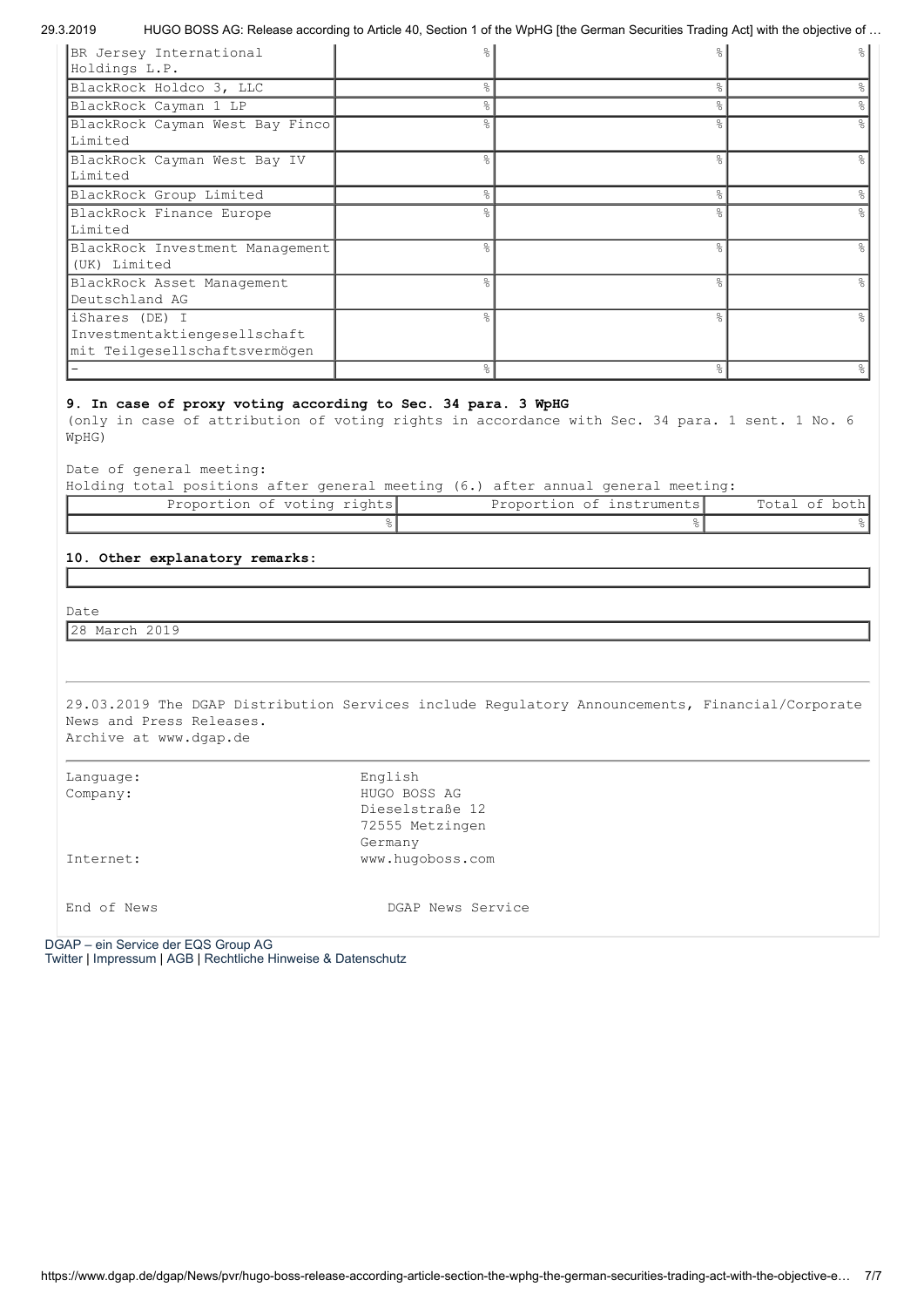| | | | |
|---|---|---|---|
| BR Jersey International Holdings L.P. | % | % | % |
| BlackRock Holdco 3, LLC | % | % | % |
| BlackRock Cayman 1 LP | % | % | % |
| BlackRock Cayman West Bay Finco Limited | % | % | % |
| BlackRock Cayman West Bay IV Limited | % | % | % |
| BlackRock Group Limited | % | % | % |
| BlackRock Finance Europe Limited | % | % | % |
| BlackRock Investment Management (UK) Limited | % | % | % |
| BlackRock Asset Management Deutschland AG | % | % | % |
| iShares (DE) I Investmentaktiengesellschaft mit Teilgesellschaftsvermögen | % | % | % |
| - | % | % | % |

**9. In case of proxy voting according to Sec. 34 para. 3 WpHG**
(only in case of attribution of voting rights in accordance with Sec. 34 para. 1 sent. 1 No. 6 WpHG)

Date of general meeting:
Holding total positions after general meeting (6.) after annual general meeting:

| Proportion of voting rights | Proportion of instruments | Total of both |
|---|---|---|
| % | % | % |

**10. Other explanatory remarks:**

| |
|---|
| |

Date

| |
|---|
| 28 March 2019 |

29.03.2019 The DGAP Distribution Services include Regulatory Announcements, Financial/Corporate News and Press Releases.
Archive at www.dgap.de

| | |
|---|---|
| Language: | English |
| Company: | HUGO BOSS AG<br>Dieselstraße 12<br>72555 Metzingen<br>Germany |
| Internet: | www.hugoboss.com |

End of News DGAP News Service

DGAP – ein Service der EQS Group AG
Twitter | Impressum | AGB | Rechtliche Hinweise & Datenschutz